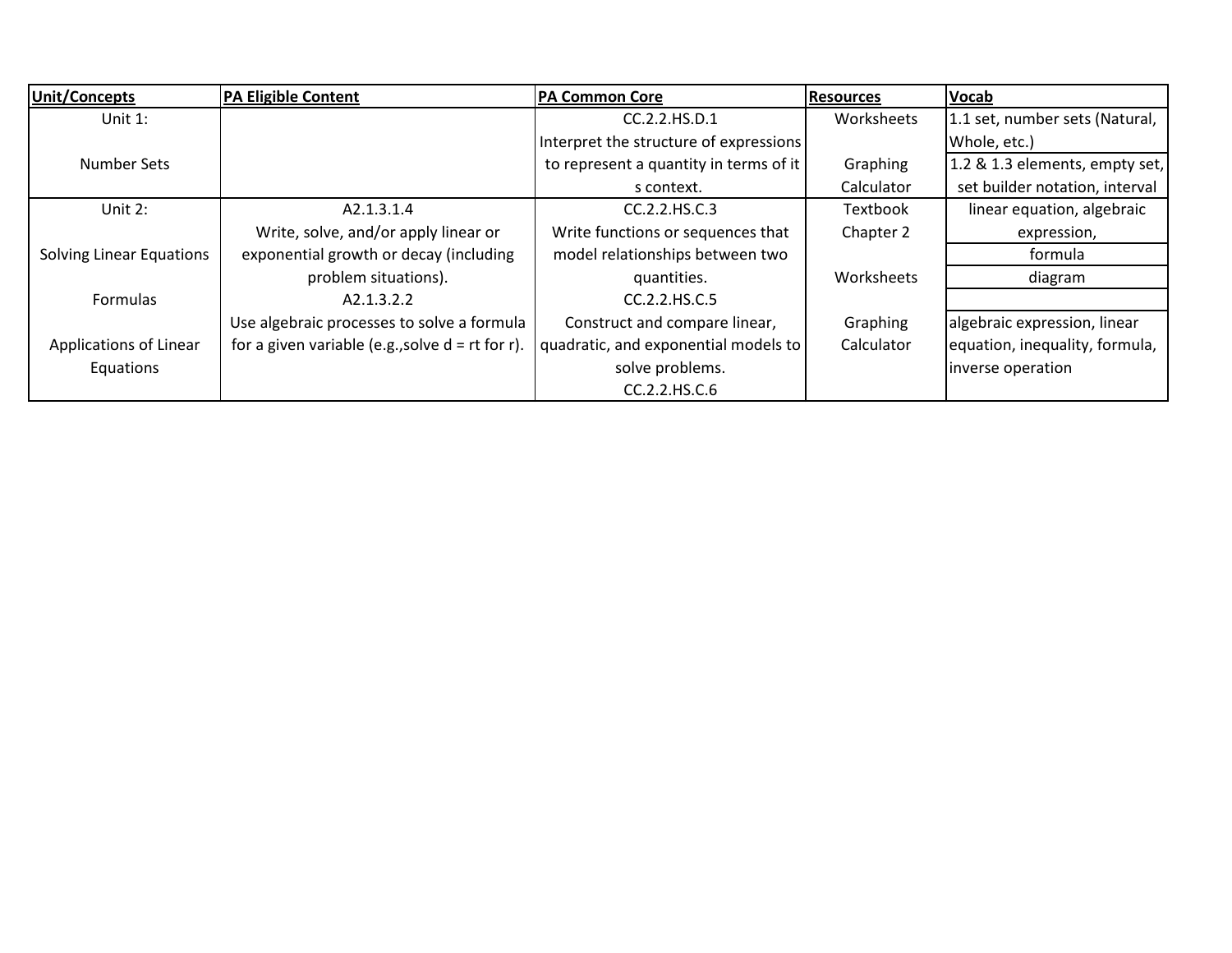| Unit/Concepts | PA Eligible Content | PA Common Core | Resources | Vocab |
| --- | --- | --- | --- | --- |
| Unit 1:<br><br>Number Sets | | CC.2.2.HS.D.1<br>Interpret the structure of expressions to represent a quantity in terms of it s context. | Worksheets<br><br>Graphing Calculator | 1.1 set, number sets (Natural, Whole, etc.)<br>1.2 & 1.3 elements, empty set, set builder notation, interval |
| Unit 2:<br><br>Solving Linear Equations<br><br>Formulas<br><br>Applications of Linear Equations | A2.1.3.1.4<br>Write, solve, and/or apply linear or exponential growth or decay (including problem situations).<br>A2.1.3.2.2<br>Use algebraic processes to solve a formula for a given variable (e.g.,solve d = rt for r). | CC.2.2.HS.C.3<br>Write functions or sequences that model relationships between two quantities.<br>CC.2.2.HS.C.5<br>Construct and compare linear, quadratic, and exponential models to solve problems.<br>CC.2.2.HS.C.6 | Textbook Chapter 2<br><br>Worksheets<br><br>Graphing Calculator | linear equation, algebraic expression,<br>formula<br>diagram<br><br>algebraic expression, linear equation, inequality, formula, inverse operation |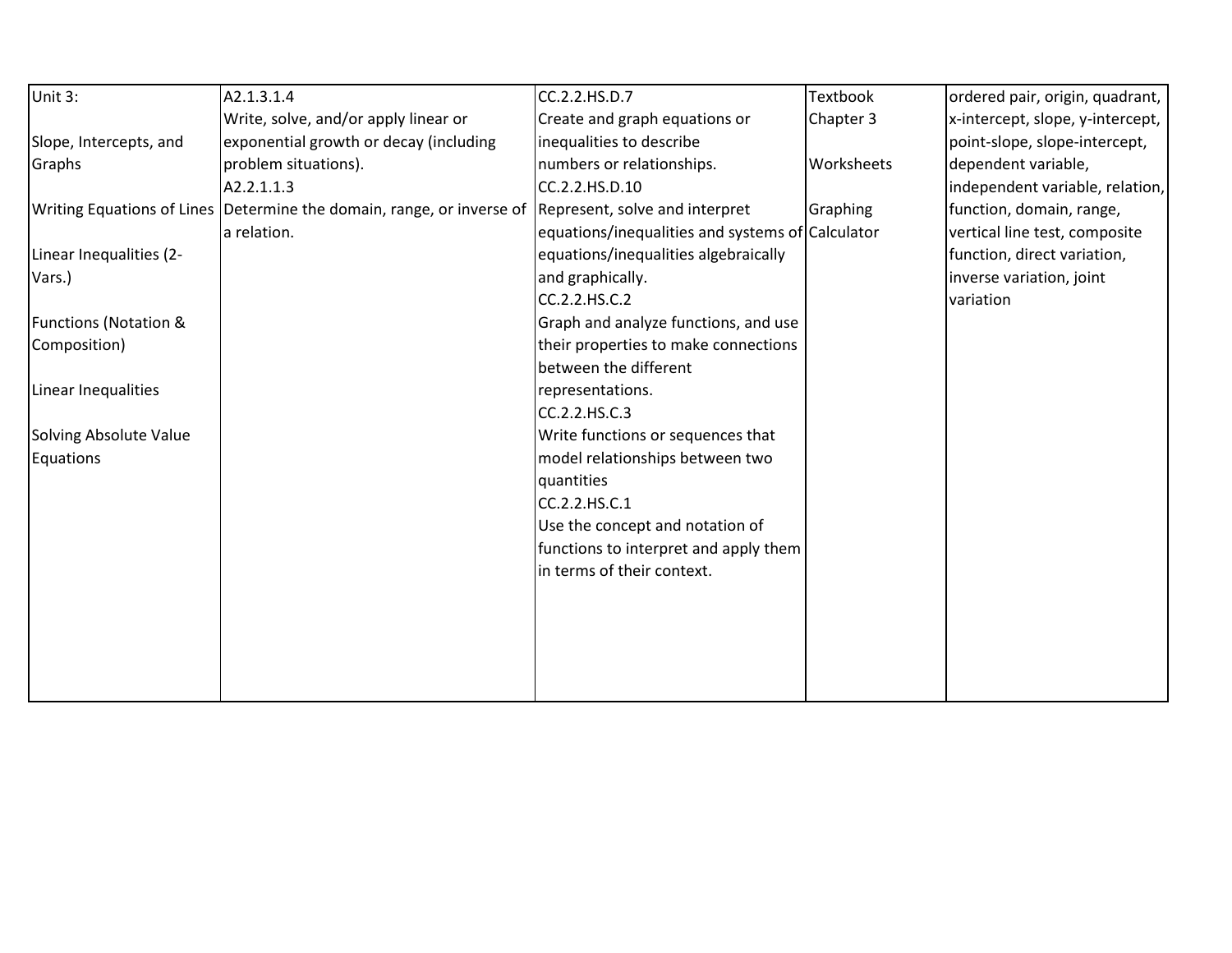| Unit 3:<br><br>Slope, Intercepts, and Graphs<br><br>Writing Equations of Lines<br><br>Linear Inequalities (2-Vars.)<br><br>Functions (Notation & Composition)<br><br>Linear Inequalities<br><br>Solving Absolute Value Equations | A2.1.3.1.4<br>Write, solve, and/or apply linear or exponential growth or decay (including problem situations).<br>A2.2.1.1.3<br>Determine the domain, range, or inverse of a relation. | CC.2.2.HS.D.7<br>Create and graph equations or inequalities to describe numbers or relationships.<br>CC.2.2.HS.D.10<br>Represent, solve and interpret equations/inequalities and systems of equations/inequalities algebraically and graphically.<br>CC.2.2.HS.C.2<br>Graph and analyze functions, and use their properties to make connections between the different representations.<br>CC.2.2.HS.C.3<br>Write functions or sequences that model relationships between two quantities<br>CC.2.2.HS.C.1<br>Use the concept and notation of functions to interpret and apply them in terms of their context. | Textbook Chapter 3<br><br>Worksheets<br><br>Graphing Calculator | ordered pair, origin, quadrant, x-intercept, slope, y-intercept, point-slope, slope-intercept, dependent variable, independent variable, relation, function, domain, range, vertical line test, composite function, direct variation, inverse variation, joint variation |
|---|---|---|---|---|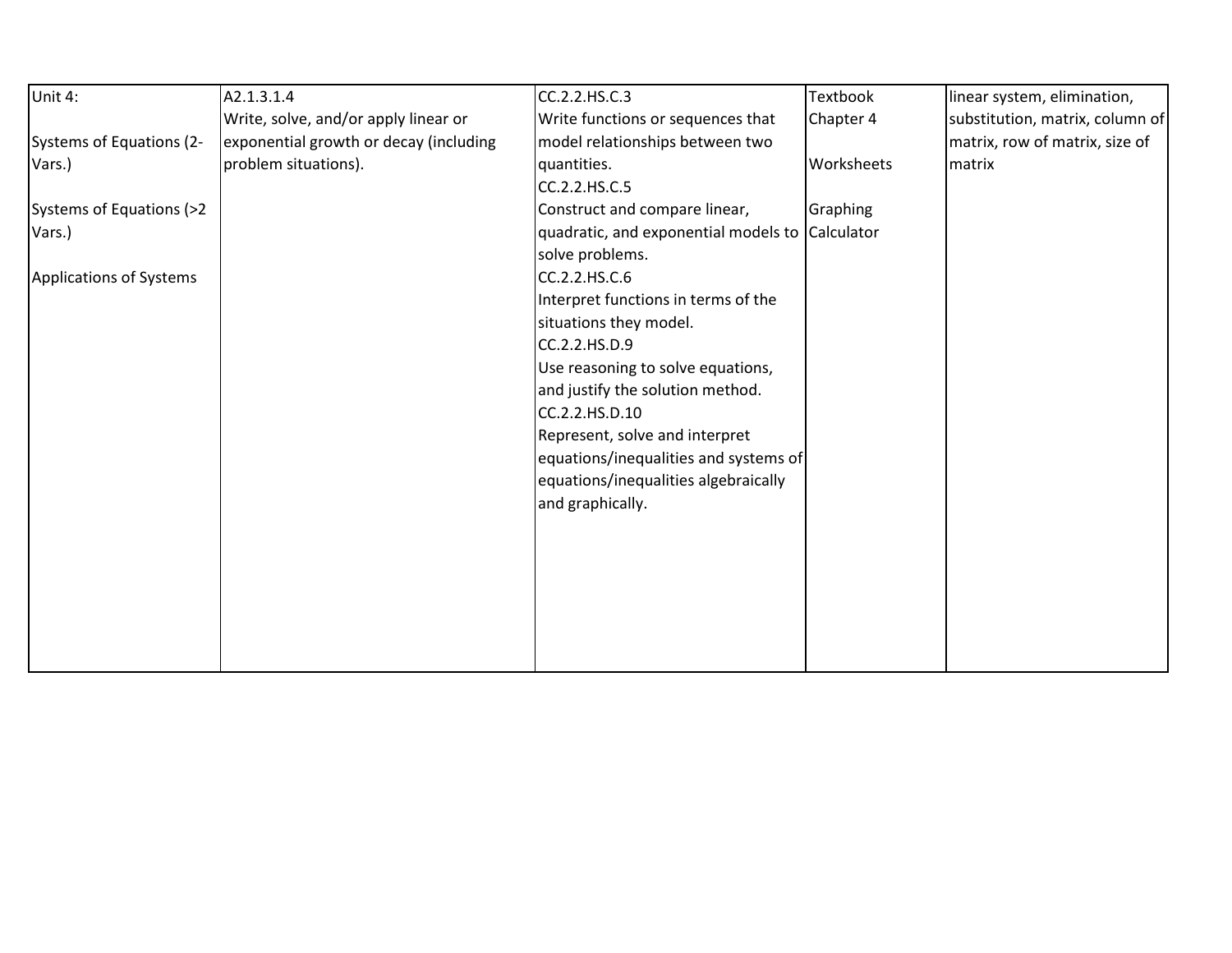| | | | | |
|---|---|---|---|---|
| Unit 4:<br><br>Systems of Equations (2-Vars.)<br><br>Systems of Equations (>2 Vars.)<br><br>Applications of Systems | A2.1.3.1.4<br>Write, solve, and/or apply linear or exponential growth or decay (including problem situations). | CC.2.2.HS.C.3<br>Write functions or sequences that model relationships between two quantities.<br>CC.2.2.HS.C.5<br>Construct and compare linear, quadratic, and exponential models to solve problems.<br>CC.2.2.HS.C.6<br>Interpret functions in terms of the situations they model.<br>CC.2.2.HS.D.9<br>Use reasoning to solve equations, and justify the solution method.<br>CC.2.2.HS.D.10<br>Represent, solve and interpret equations/inequalities and systems of equations/inequalities algebraically and graphically. | Textbook Chapter 4<br><br>Worksheets<br><br>Graphing Calculator | linear system, elimination, substitution, matrix, column of matrix, row of matrix, size of matrix |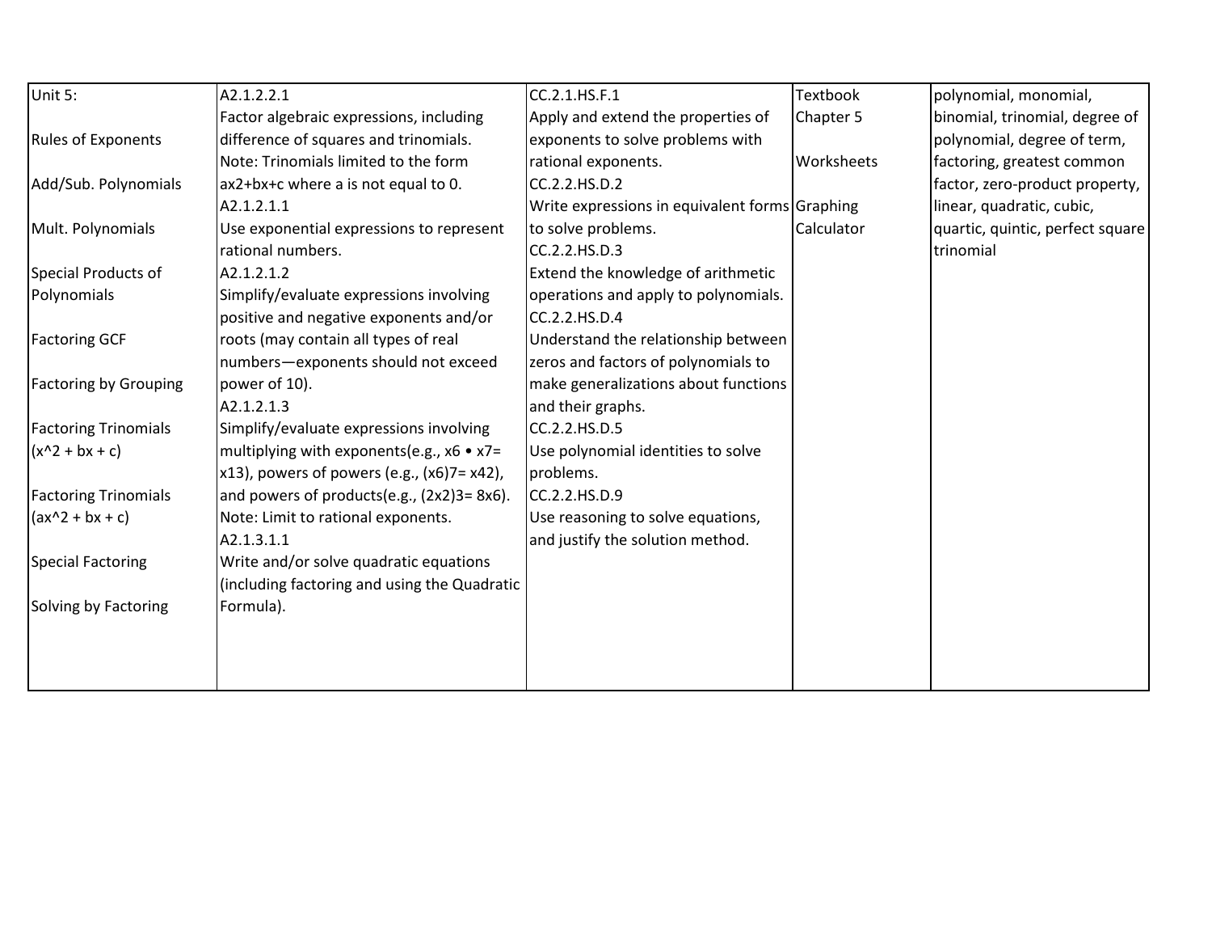| Unit 5: Rules of Exponents Add/Sub. Polynomials Mult. Polynomials Special Products of Polynomials Factoring GCF Factoring by Grouping Factoring Trinomials ($x^2 + bx + c$) Factoring Trinomials ($ax^2 + bx + c$) Special Factoring Solving by Factoring | A2.1.2.2.1 Factor algebraic expressions, including difference of squares and trinomials. Note: Trinomials limited to the form $ax^2+bx+c$ where a is not equal to 0. A2.1.2.1.1 Use exponential expressions to represent rational numbers. A2.1.2.1.2 Simplify/evaluate expressions involving positive and negative exponents and/or roots (may contain all types of real numbers—exponents should not exceed power of 10). A2.1.2.1.3 Simplify/evaluate expressions involving multiplying with exponents(e.g., $x^6 \cdot x^7 = x^{13}$), powers of powers (e.g., $(x^6)^7 = x^{42}$), and powers of products(e.g., $(2x^2)^3 = 8x^6$). Note: Limit to rational exponents. A2.1.3.1.1 Write and/or solve quadratic equations (including factoring and using the Quadratic Formula). | CC.2.1.HS.F.1 Apply and extend the properties of exponents to solve problems with rational exponents. CC.2.2.HS.D.2 Write expressions in equivalent forms to solve problems. CC.2.2.HS.D.3 Extend the knowledge of arithmetic operations and apply to polynomials. CC.2.2.HS.D.4 Understand the relationship between zeros and factors of polynomials to make generalizations about functions and their graphs. CC.2.2.HS.D.5 Use polynomial identities to solve problems. CC.2.2.HS.D.9 Use reasoning to solve equations, and justify the solution method. | Textbook Chapter 5 Worksheets Graphing Calculator | polynomial, monomial, binomial, trinomial, degree of polynomial, degree of term, factoring, greatest common factor, zero-product property, linear, quadratic, cubic, quartic, quintic, perfect square trinomial |
|---|---|---|---|---|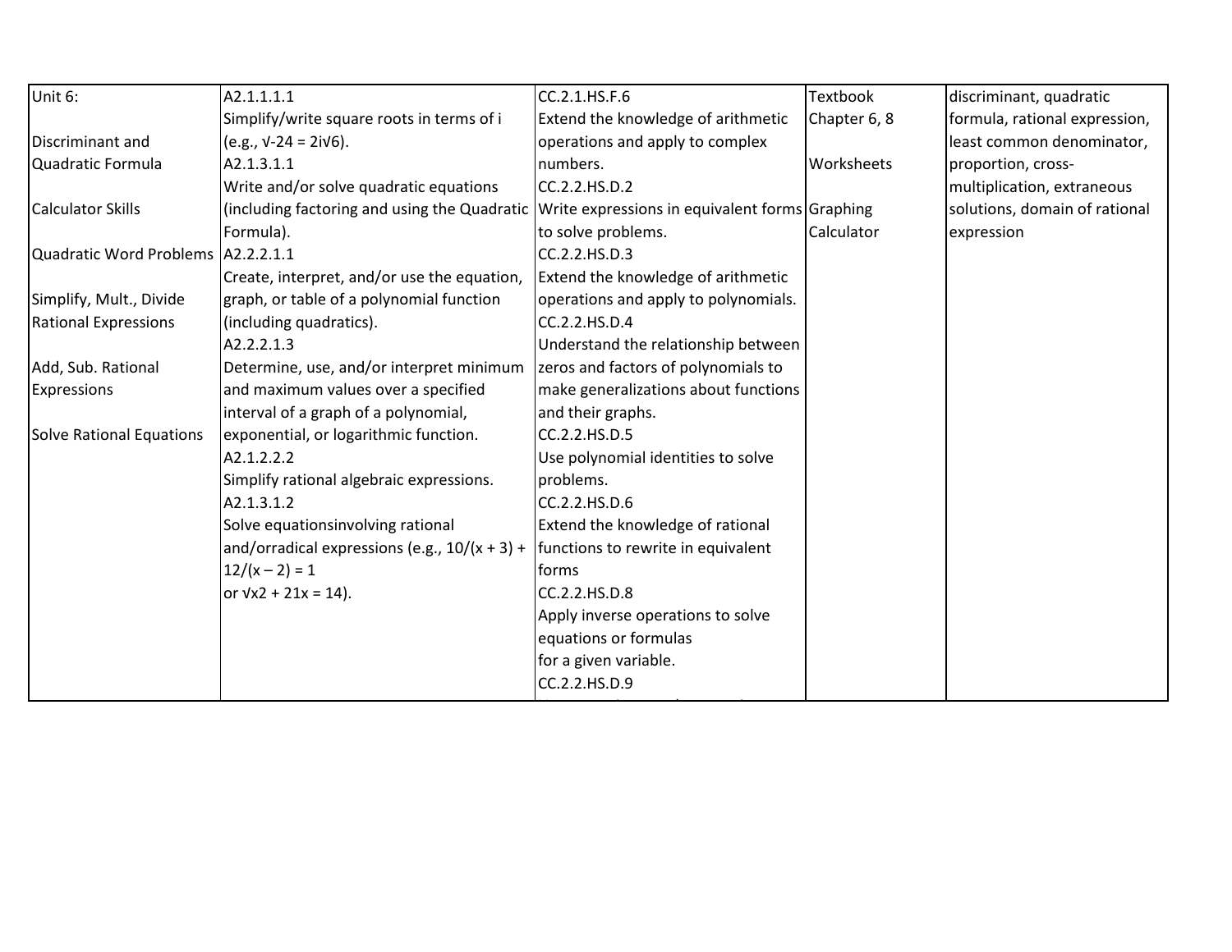| Unit 6:<br><br>Discriminant and Quadratic Formula<br><br>Calculator Skills<br><br>Quadratic Word Problems<br><br>Simplify, Mult., Divide Rational Expressions<br><br>Add, Sub. Rational Expressions<br><br>Solve Rational Equations | A2.1.1.1.1<br>Simplify/write square roots in terms of i (e.g., $\sqrt{-24} = 2i\sqrt{6}$).<br>A2.1.3.1.1<br>Write and/or solve quadratic equations (including factoring and using the Quadratic Formula).<br>A2.2.2.1.1<br>Create, interpret, and/or use the equation, graph, or table of a polynomial function (including quadratics).<br>A2.2.2.1.3<br>Determine, use, and/or interpret minimum and maximum values over a specified interval of a graph of a polynomial, exponential, or logarithmic function.<br>A2.1.2.2.2<br>Simplify rational algebraic expressions.<br>A2.1.3.1.2<br>Solve equationsinvolving rational and/orradical expressions (e.g., $10/(x + 3) + 12/(x – 2) = 1$ or $\sqrt{x2 + 21x} = 14$). | CC.2.1.HS.F.6<br>Extend the knowledge of arithmetic operations and apply to complex numbers.<br>CC.2.2.HS.D.2<br>Write expressions in equivalent forms to solve problems.<br>CC.2.2.HS.D.3<br>Extend the knowledge of arithmetic operations and apply to polynomials.<br>CC.2.2.HS.D.4<br>Understand the relationship between zeros and factors of polynomials to make generalizations about functions and their graphs.<br>CC.2.2.HS.D.5<br>Use polynomial identities to solve problems.<br>CC.2.2.HS.D.6<br>Extend the knowledge of rational functions to rewrite in equivalent forms<br>CC.2.2.HS.D.8<br>Apply inverse operations to solve equations or formulas for a given variable.<br>CC.2.2.HS.D.9 | Textbook Chapter 6, 8<br><br>Worksheets<br><br>Graphing Calculator | discriminant, quadratic formula, rational expression, least common denominator, proportion, cross-multiplication, extraneous solutions, domain of rational expression |
|---|---|---|---|---|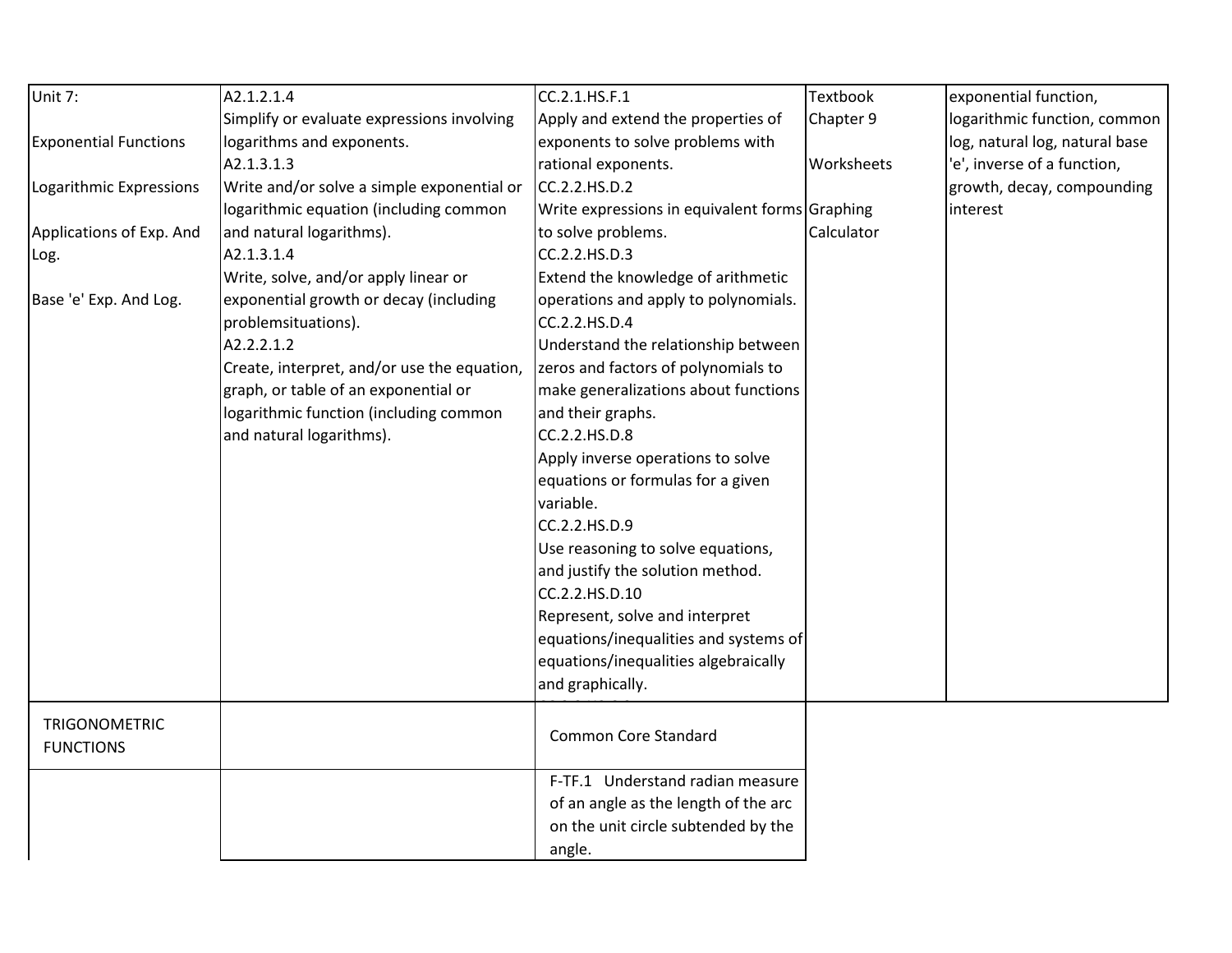| Unit 7:<br><br>Exponential Functions<br><br>Logarithmic Expressions<br><br>Applications of Exp. And Log.<br><br>Base 'e' Exp. And Log. | A2.1.2.1.4<br>Simplify or evaluate expressions involving logarithms and exponents.<br>A2.1.3.1.3<br>Write and/or solve a simple exponential or logarithmic equation (including common and natural logarithms).<br>A2.1.3.1.4<br>Write, solve, and/or apply linear or exponential growth or decay (including problemsituations).<br>A2.2.2.1.2<br>Create, interpret, and/or use the equation, graph, or table of an exponential or logarithmic function (including common and natural logarithms). | CC.2.1.HS.F.1<br>Apply and extend the properties of exponents to solve problems with rational exponents.<br>CC.2.2.HS.D.2<br>Write expressions in equivalent forms to solve problems.<br>CC.2.2.HS.D.3<br>Extend the knowledge of arithmetic operations and apply to polynomials.<br>CC.2.2.HS.D.4<br>Understand the relationship between zeros and factors of polynomials to make generalizations about functions and their graphs.<br>CC.2.2.HS.D.8<br>Apply inverse operations to solve equations or formulas for a given variable.<br>CC.2.2.HS.D.9<br>Use reasoning to solve equations, and justify the solution method.<br>CC.2.2.HS.D.10<br>Represent, solve and interpret equations/inequalities and systems of equations/inequalities algebraically and graphically. | Textbook<br>Chapter 9<br><br>Worksheets<br><br>Graphing Calculator | exponential function, logarithmic function, common log, natural log, natural base 'e', inverse of a function, growth, decay, compounding interest |
| --- | --- | --- | --- | --- |
| TRIGONOMETRIC FUNCTIONS | | Common Core Standard | | |
| | | F-TF.1 Understand radian measure of an angle as the length of the arc on the unit circle subtended by the angle. | | |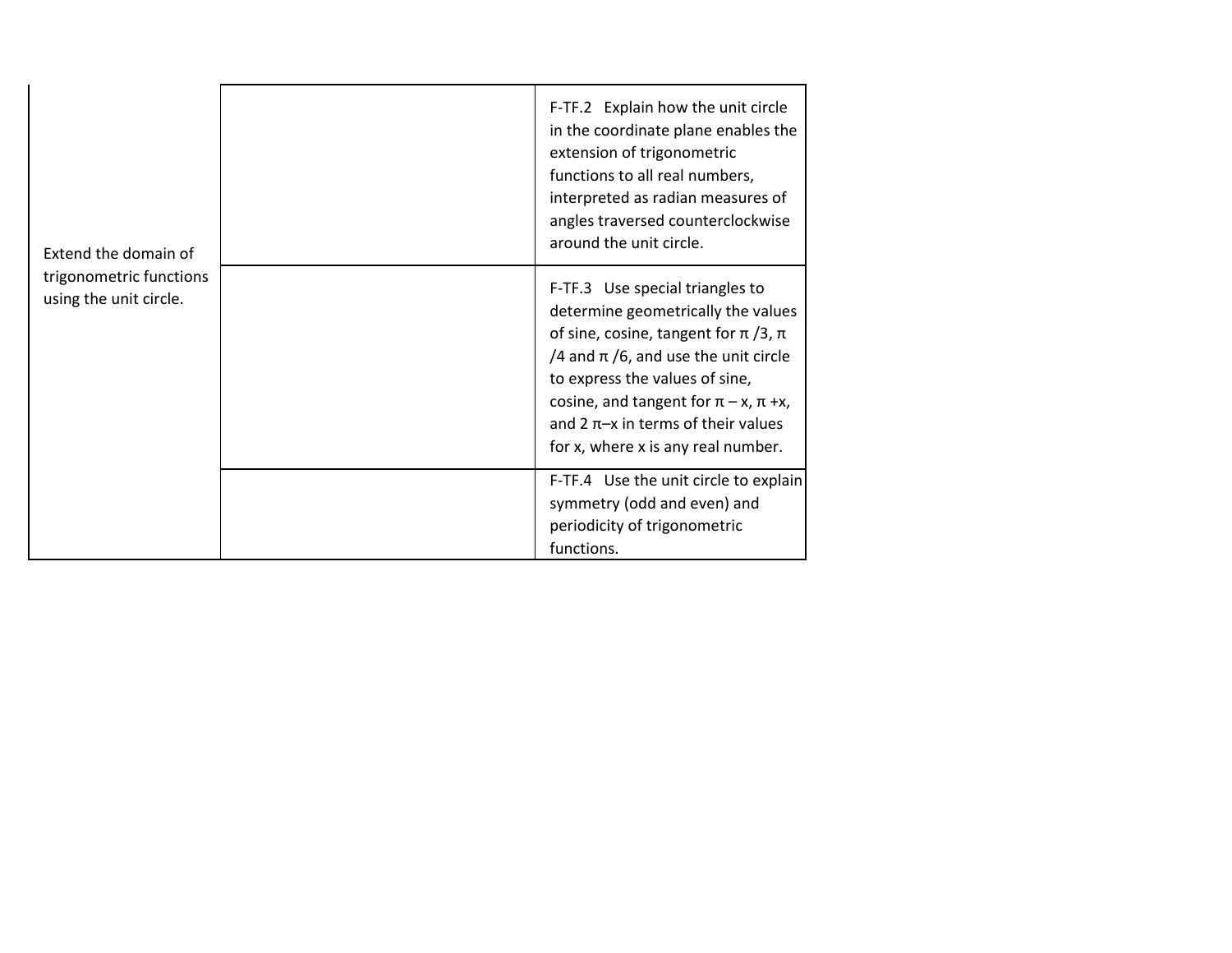| | | |
|---|---|---|
| Extend the domain of trigonometric functions using the unit circle. | | F-TF.2 Explain how the unit circle in the coordinate plane enables the extension of trigonometric functions to all real numbers, interpreted as radian measures of angles traversed counterclockwise around the unit circle. |
| | | F-TF.3 Use special triangles to determine geometrically the values of sine, cosine, tangent for $\pi/3$, $\pi/4$ and $\pi/6$, and use the unit circle to express the values of sine, cosine, and tangent for $\pi - x$, $\pi + x$, and $2\pi - x$ in terms of their values for $x$, where $x$ is any real number. |
| | | F-TF.4 Use the unit circle to explain symmetry (odd and even) and periodicity of trigonometric functions. |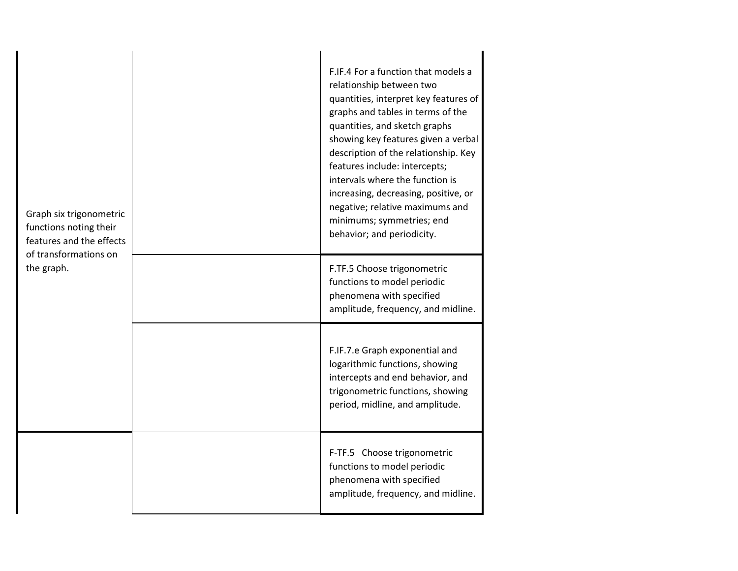| | | |
|---|---|---|
| Graph six trigonometric functions noting their features and the effects of transformations on the graph. | | F.IF.4 For a function that models a relationship between two quantities, interpret key features of graphs and tables in terms of the quantities, and sketch graphs showing key features given a verbal description of the relationship. Key features include: intercepts; intervals where the function is increasing, decreasing, positive, or negative; relative maximums and minimums; symmetries; end behavior; and periodicity. |
| | | F.TF.5 Choose trigonometric functions to model periodic phenomena with specified amplitude, frequency, and midline. |
| | | F.IF.7.e Graph exponential and logarithmic functions, showing intercepts and end behavior, and trigonometric functions, showing period, midline, and amplitude. |
| | | F-TF.5 Choose trigonometric functions to model periodic phenomena with specified amplitude, frequency, and midline. |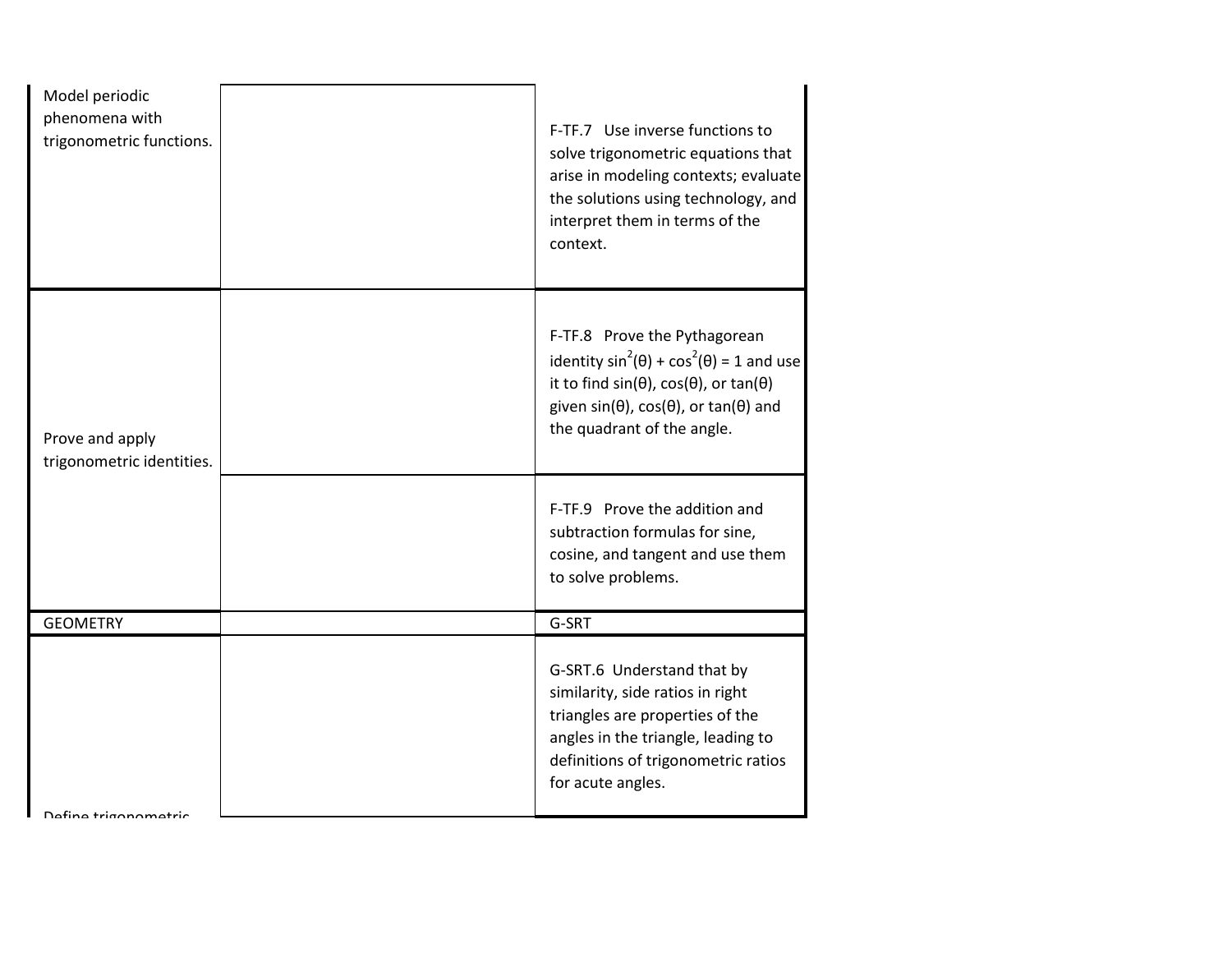| | | |
|---|---|---|
| Model periodic phenomena with trigonometric functions. | | F-TF.7 Use inverse functions to solve trigonometric equations that arise in modeling contexts; evaluate the solutions using technology, and interpret them in terms of the context. |
| Prove and apply trigonometric identities. | | F-TF.8 Prove the Pythagorean identity $\sin^2(\theta) + \cos^2(\theta) = 1$ and use it to find $\sin(\theta)$, $\cos(\theta)$, or $\tan(\theta)$ given $\sin(\theta)$, $\cos(\theta)$, or $\tan(\theta)$ and the quadrant of the angle. |
| | | F-TF.9 Prove the addition and subtraction formulas for sine, cosine, and tangent and use them to solve problems. |
| GEOMETRY | | G-SRT |
| Define trigonometric | | G-SRT.6 Understand that by similarity, side ratios in right triangles are properties of the angles in the triangle, leading to definitions of trigonometric ratios for acute angles. |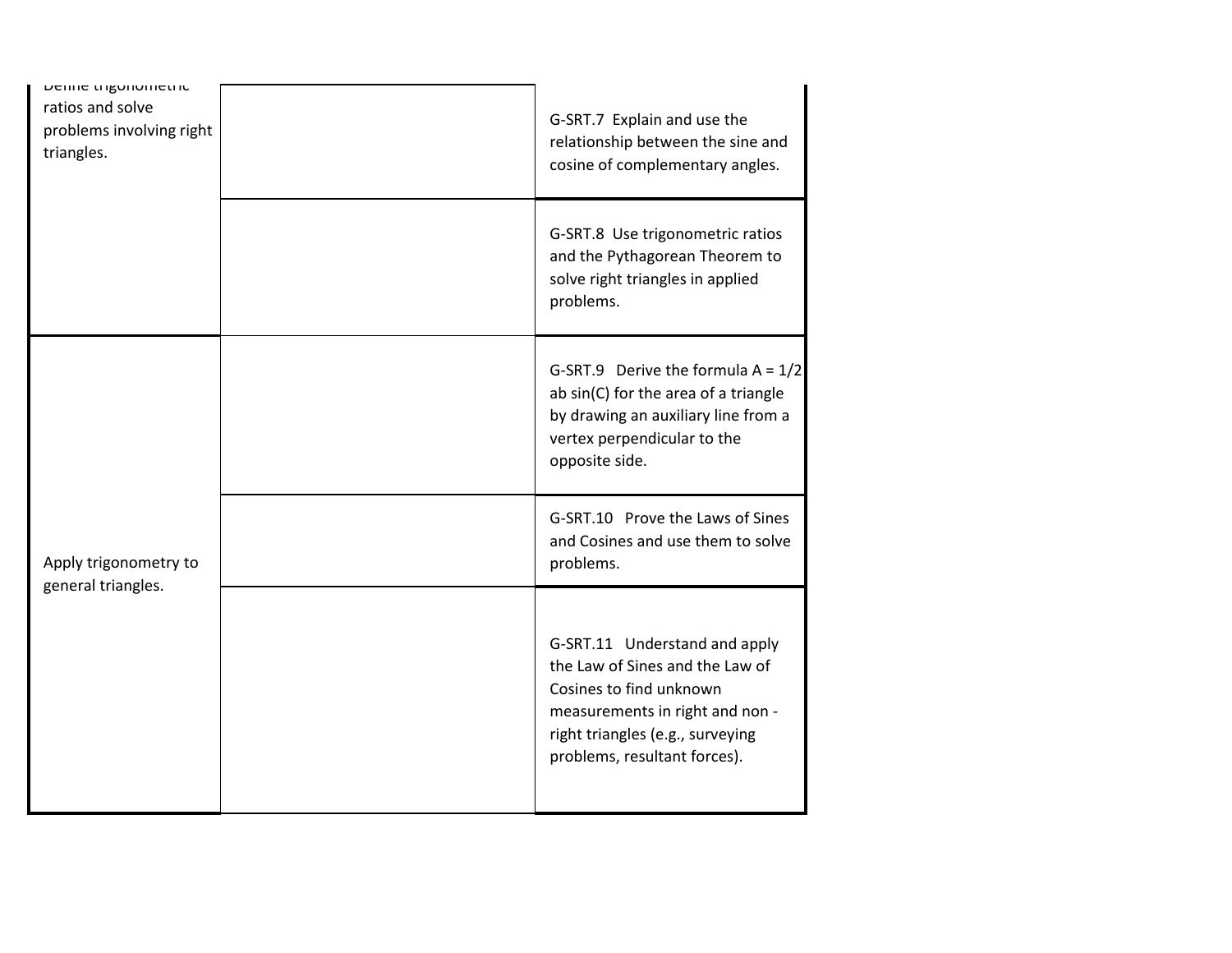| | | |
|---|---|---|
| Define trigonometric ratios and solve problems involving right triangles. | | G-SRT.7 Explain and use the relationship between the sine and cosine of complementary angles. |
| | | G-SRT.8 Use trigonometric ratios and the Pythagorean Theorem to solve right triangles in applied problems. |
| Apply trigonometry to general triangles. | | G-SRT.9 Derive the formula A = 1/2 ab sin(C) for the area of a triangle by drawing an auxiliary line from a vertex perpendicular to the opposite side. |
| | | G-SRT.10 Prove the Laws of Sines and Cosines and use them to solve problems. |
| | | G-SRT.11 Understand and apply the Law of Sines and the Law of Cosines to find unknown measurements in right and non - right triangles (e.g., surveying problems, resultant forces). |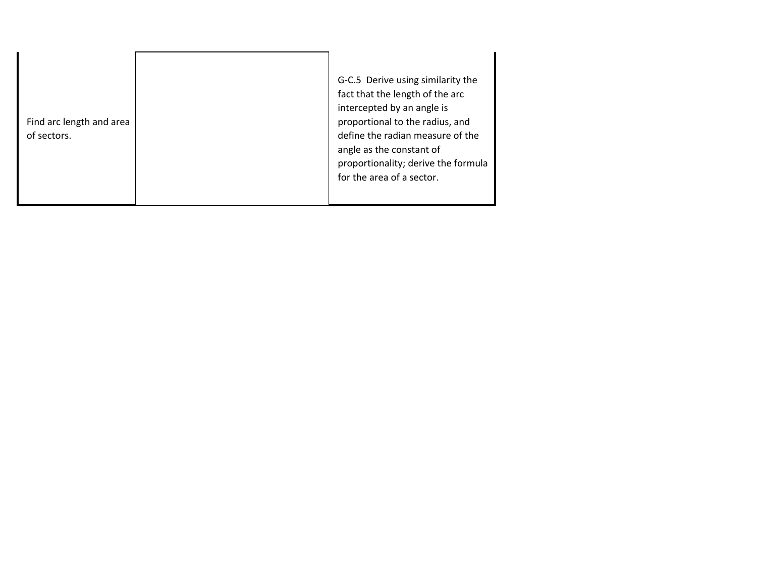| | | |
|---|---|---|
| Find arc length and area of sectors. | | G-C.5 Derive using similarity the fact that the length of the arc intercepted by an angle is proportional to the radius, and define the radian measure of the angle as the constant of proportionality; derive the formula for the area of a sector. |